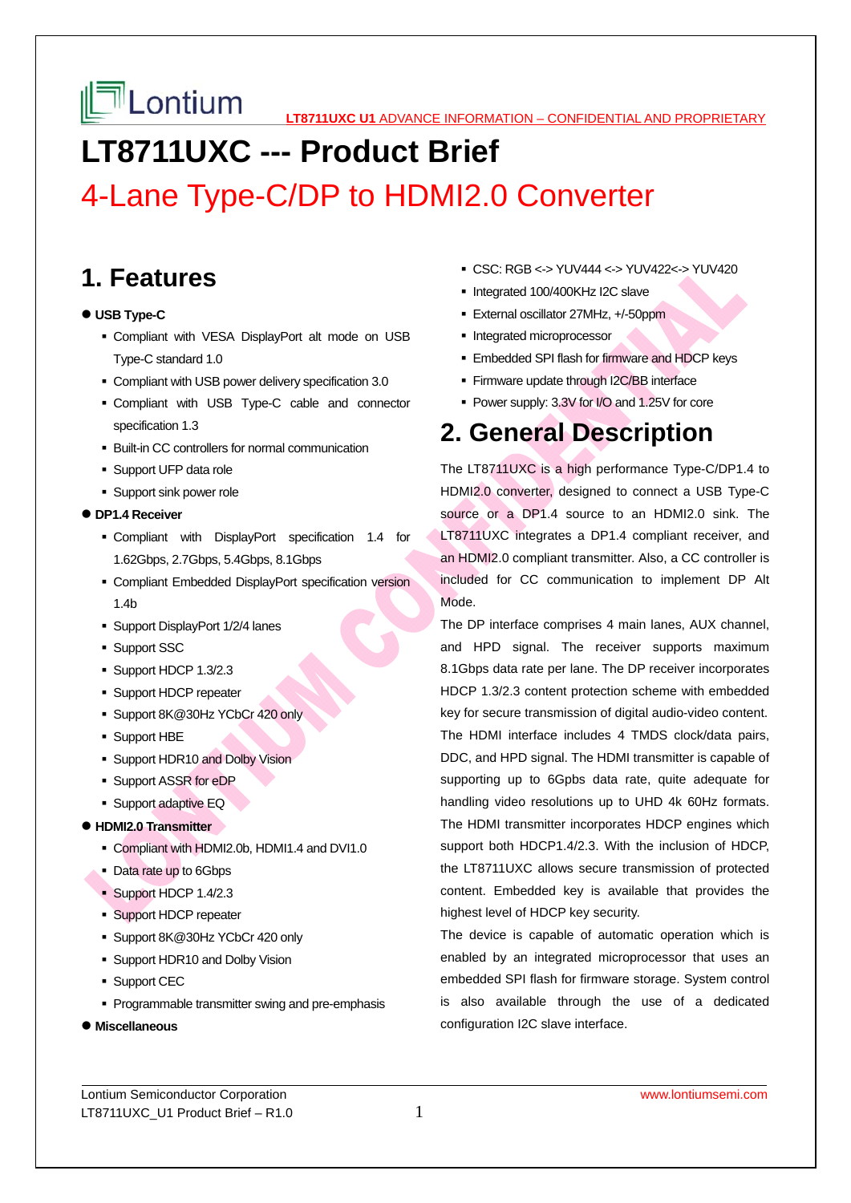# LT8711UXC --- Product Brief

## 4-Lane Type-C/DP to HDMI2.0 Converter

## 1. Features

- **USB Type-C**
  - Compliant with VESA DisplayPort alt mode on USB Type-C standard 1.0
  - Compliant with USB power delivery specification 3.0
  - Compliant with USB Type-C cable and connector specification 1.3
  - Built-in CC controllers for normal communication
  - Support UFP data role
  - Support sink power role
- **DP1.4 Receiver**
  - Compliant with DisplayPort specification 1.4 for 1.62Gbps, 2.7Gbps, 5.4Gbps, 8.1Gbps
  - Compliant Embedded DisplayPort specification version 1.4b
  - Support DisplayPort 1/2/4 lanes
  - Support SSC
  - Support HDCP 1.3/2.3
  - Support HDCP repeater
  - Support 8K@30Hz YCbCr 420 only
  - Support HBE
  - Support HDR10 and Dolby Vision
  - Support ASSR for eDP
  - Support adaptive EQ
- **HDMI2.0 Transmitter**
  - Compliant with HDMI2.0b, HDMI1.4 and DVI1.0
  - Data rate up to 6Gbps
  - Support HDCP 1.4/2.3
  - Support HDCP repeater
  - Support 8K@30Hz YCbCr 420 only
  - Support HDR10 and Dolby Vision
  - Support CEC
  - Programmable transmitter swing and pre-emphasis
- **Miscellaneous**
  - CSC: RGB <-> YUV444 <-> YUV422<-> YUV420
  - Integrated 100/400KHz I2C slave
  - External oscillator 27MHz, +/-50ppm
  - Integrated microprocessor
  - Embedded SPI flash for firmware and HDCP keys
  - Firmware update through I2C/BB interface
  - Power supply: 3.3V for I/O and 1.25V for core

## 2. General Description

The LT8711UXC is a high performance Type-C/DP1.4 to HDMI2.0 converter, designed to connect a USB Type-C source or a DP1.4 source to an HDMI2.0 sink. The LT8711UXC integrates a DP1.4 compliant receiver, and an HDMI2.0 compliant transmitter. Also, a CC controller is included for CC communication to implement DP Alt Mode.

The DP interface comprises 4 main lanes, AUX channel, and HPD signal. The receiver supports maximum 8.1Gbps data rate per lane. The DP receiver incorporates HDCP 1.3/2.3 content protection scheme with embedded key for secure transmission of digital audio-video content.

The HDMI interface includes 4 TMDS clock/data pairs, DDC, and HPD signal. The HDMI transmitter is capable of supporting up to 6Gpbs data rate, quite adequate for handling video resolutions up to UHD 4k 60Hz formats. The HDMI transmitter incorporates HDCP engines which support both HDCP1.4/2.3. With the inclusion of HDCP, the LT8711UXC allows secure transmission of protected content. Embedded key is available that provides the highest level of HDCP key security.

The device is capable of automatic operation which is enabled by an integrated microprocessor that uses an embedded SPI flash for firmware storage. System control is also available through the use of a dedicated configuration I2C slave interface.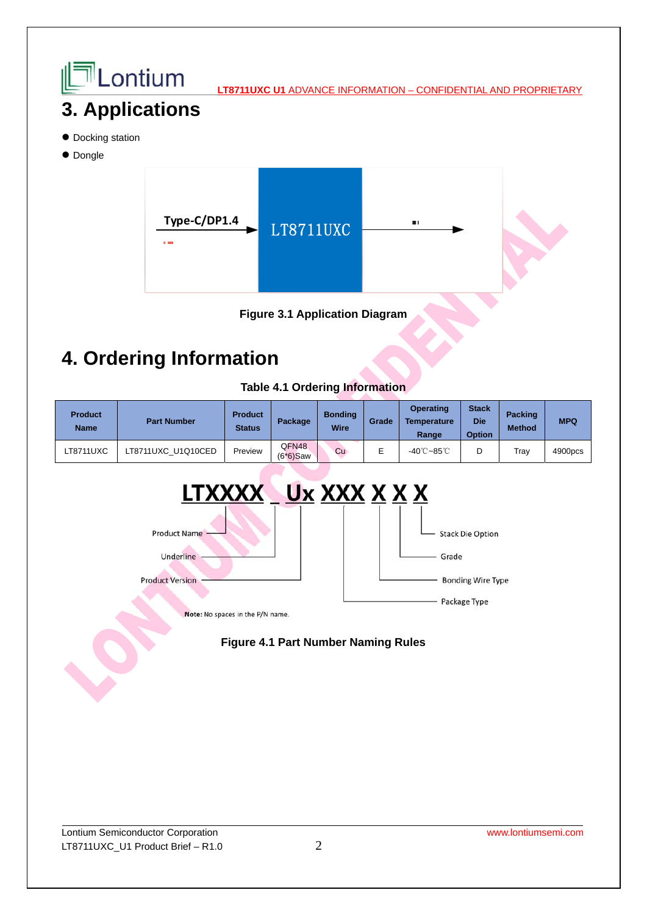# 3. Applications

- Docking station
- Dongle

Type-C/DP1.4

LT8711UXC

Figure 3.1 Application Diagram

# 4. Ordering Information

Table 4.1 Ordering Information

| Product Name | Part Number | Product Status | Package | Bonding Wire | Grade | Operating Temperature Range | Stack Die Option | Packing Method | MPQ |
|---|---|---|---|---|---|---|---|---|---|
| LT8711UXC | LT8711UXC_U1Q10CED | Preview | QFN48 (6*6)Saw | Cu | E | -40℃~85℃ | D | Tray | 4900pcs |

LTXXXX _ Ux XXX X X X

Product Name

Underline

Product Version

Stack Die Option

Grade

Bonding Wire Type

Package Type

**Note:** No spaces in the P/N name.

Figure 4.1 Part Number Naming Rules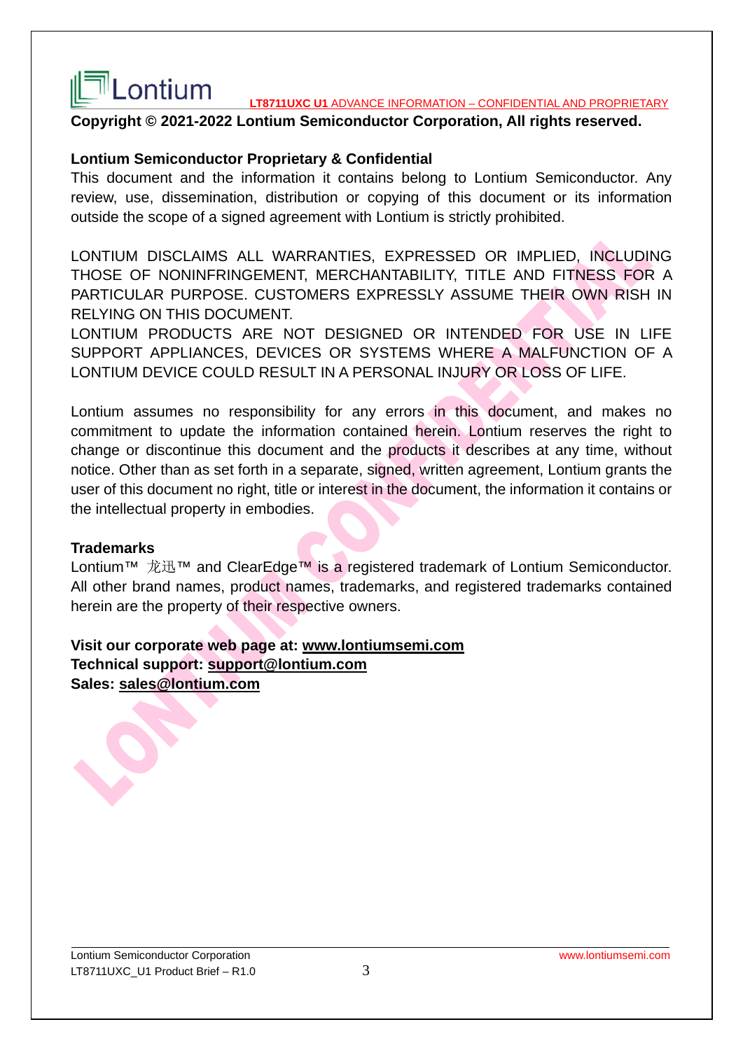**Copyright © 2021-2022 Lontium Semiconductor Corporation, All rights reserved.**

**Lontium Semiconductor Proprietary & Confidential**

This document and the information it contains belong to Lontium Semiconductor. Any review, use, dissemination, distribution or copying of this document or its information outside the scope of a signed agreement with Lontium is strictly prohibited.

LONTIUM DISCLAIMS ALL WARRANTIES, EXPRESSED OR IMPLIED, INCLUDING THOSE OF NONINFRINGEMENT, MERCHANTABILITY, TITLE AND FITNESS FOR A PARTICULAR PURPOSE. CUSTOMERS EXPRESSLY ASSUME THEIR OWN RISH IN RELYING ON THIS DOCUMENT.

LONTIUM PRODUCTS ARE NOT DESIGNED OR INTENDED FOR USE IN LIFE SUPPORT APPLIANCES, DEVICES OR SYSTEMS WHERE A MALFUNCTION OF A LONTIUM DEVICE COULD RESULT IN A PERSONAL INJURY OR LOSS OF LIFE.

Lontium assumes no responsibility for any errors in this document, and makes no commitment to update the information contained herein. Lontium reserves the right to change or discontinue this document and the products it describes at any time, without notice. Other than as set forth in a separate, signed, written agreement, Lontium grants the user of this document no right, title or interest in the document, the information it contains or the intellectual property in embodies.

**Trademarks**

Lontium™ 龙迅™ and ClearEdge™ is a registered trademark of Lontium Semiconductor. All other brand names, product names, trademarks, and registered trademarks contained herein are the property of their respective owners.

**Visit our corporate web page at: www.lontiumsemi.com**
**Technical support: support@lontium.com**
**Sales: sales@lontium.com**